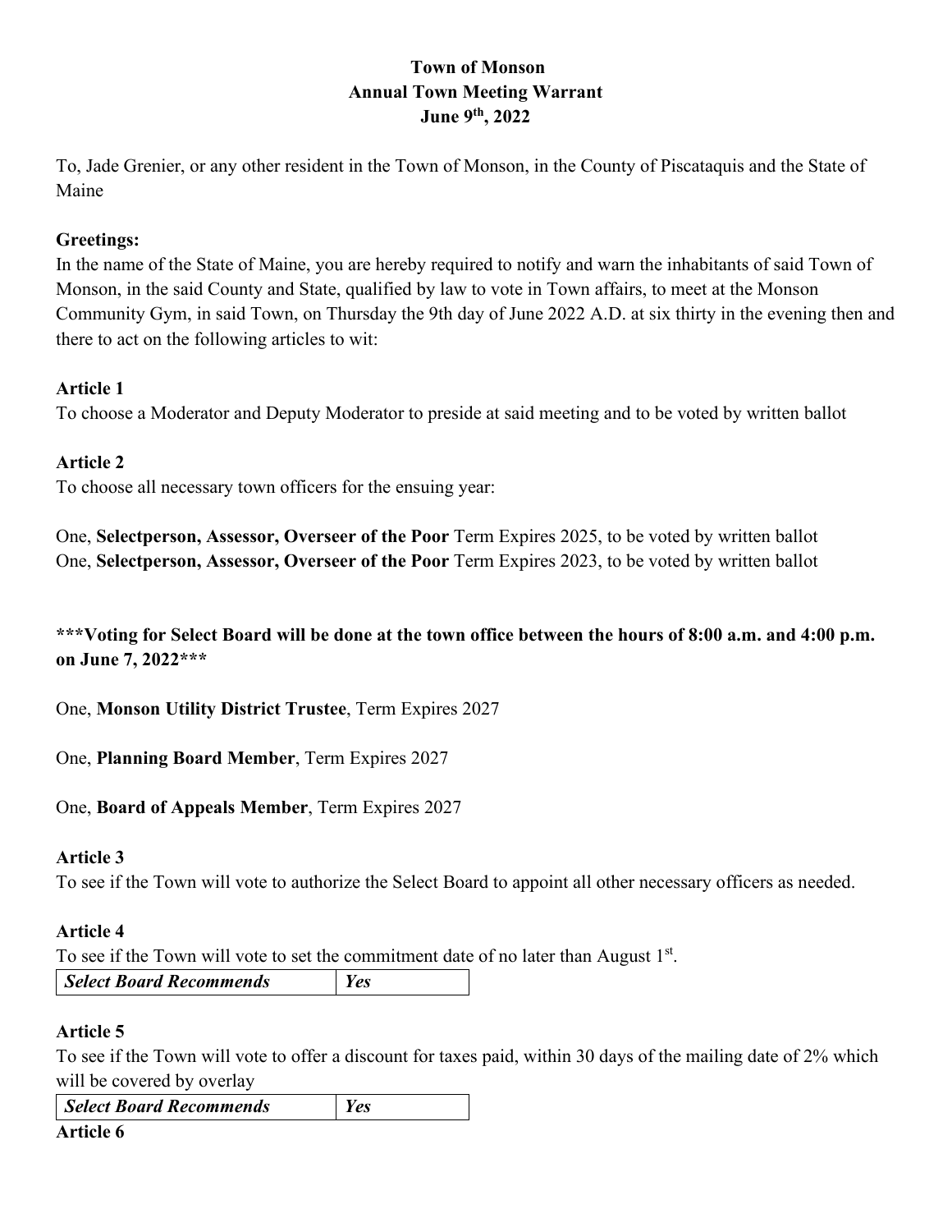# Town of Monson
## Annual Town Meeting Warrant
## June 9th, 2022

To, Jade Grenier, or any other resident in the Town of Monson, in the County of Piscataquis and the State of Maine

**Greetings:**
In the name of the State of Maine, you are hereby required to notify and warn the inhabitants of said Town of Monson, in the said County and State, qualified by law to vote in Town affairs, to meet at the Monson Community Gym, in said Town, on Thursday the 9th day of June 2022 A.D. at six thirty in the evening then and there to act on the following articles to wit:

**Article 1**
To choose a Moderator and Deputy Moderator to preside at said meeting and to be voted by written ballot

**Article 2**
To choose all necessary town officers for the ensuing year:

One, **Selectperson, Assessor, Overseer of the Poor** Term Expires 2025, to be voted by written ballot
One, **Selectperson, Assessor, Overseer of the Poor** Term Expires 2023, to be voted by written ballot

**\*\*\*Voting for Select Board will be done at the town office between the hours of 8:00 a.m. and 4:00 p.m. on June 7, 2022\*\*\***

One, **Monson Utility District Trustee**, Term Expires 2027

One, **Planning Board Member**, Term Expires 2027

One, **Board of Appeals Member**, Term Expires 2027

**Article 3**
To see if the Town will vote to authorize the Select Board to appoint all other necessary officers as needed.

**Article 4**
To see if the Town will vote to set the commitment date of no later than August 1st.

| ***Select Board Recommends*** | ***Yes*** |
|---|---|

**Article 5**
To see if the Town will vote to offer a discount for taxes paid, within 30 days of the mailing date of 2% which will be covered by overlay

| ***Select Board Recommends*** | ***Yes*** |
|---|---|

**Article 6**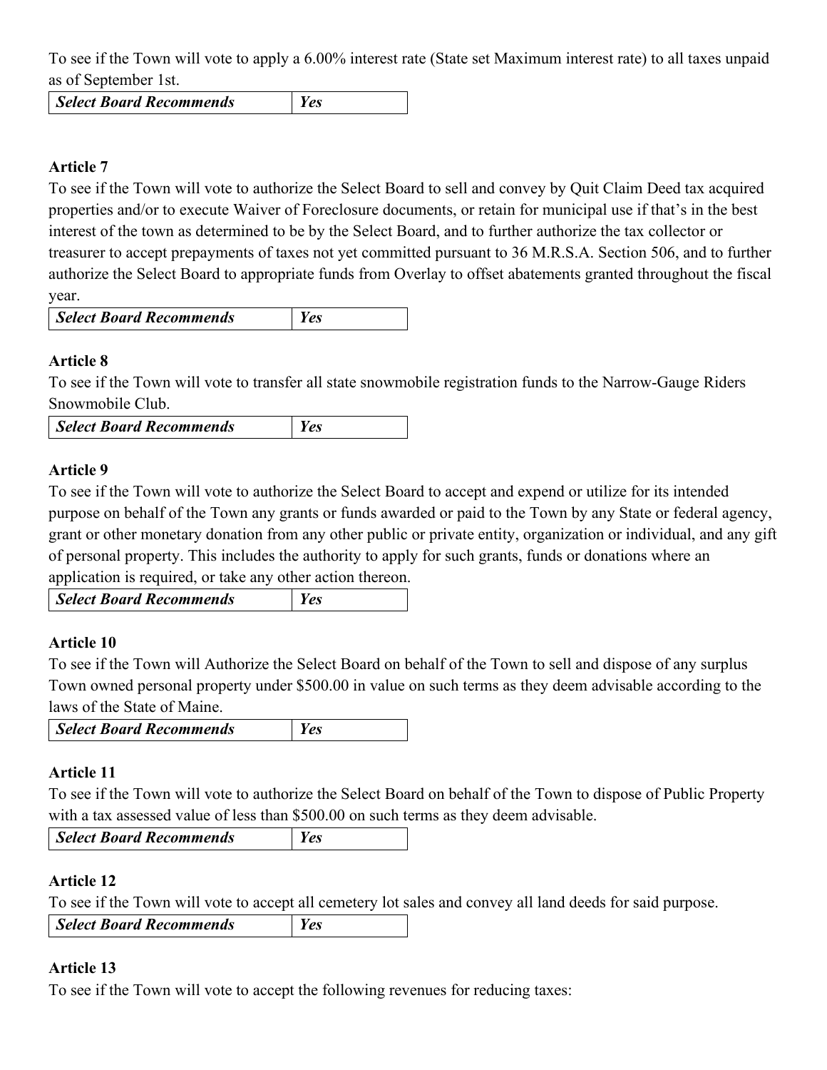To see if the Town will vote to apply a 6.00% interest rate (State set Maximum interest rate) to all taxes unpaid as of September 1st.

| ***Select Board Recommends*** | ***Yes*** |
|---|---|

**Article 7**

To see if the Town will vote to authorize the Select Board to sell and convey by Quit Claim Deed tax acquired properties and/or to execute Waiver of Foreclosure documents, or retain for municipal use if that's in the best interest of the town as determined to be by the Select Board, and to further authorize the tax collector or treasurer to accept prepayments of taxes not yet committed pursuant to 36 M.R.S.A. Section 506, and to further authorize the Select Board to appropriate funds from Overlay to offset abatements granted throughout the fiscal year.

| ***Select Board Recommends*** | ***Yes*** |
|---|---|

**Article 8**

To see if the Town will vote to transfer all state snowmobile registration funds to the Narrow-Gauge Riders Snowmobile Club.

| ***Select Board Recommends*** | ***Yes*** |
|---|---|

**Article 9**

To see if the Town will vote to authorize the Select Board to accept and expend or utilize for its intended purpose on behalf of the Town any grants or funds awarded or paid to the Town by any State or federal agency, grant or other monetary donation from any other public or private entity, organization or individual, and any gift of personal property. This includes the authority to apply for such grants, funds or donations where an application is required, or take any other action thereon.

| ***Select Board Recommends*** | ***Yes*** |
|---|---|

**Article 10**

To see if the Town will Authorize the Select Board on behalf of the Town to sell and dispose of any surplus Town owned personal property under $500.00 in value on such terms as they deem advisable according to the laws of the State of Maine.

| ***Select Board Recommends*** | ***Yes*** |
|---|---|

**Article 11**

To see if the Town will vote to authorize the Select Board on behalf of the Town to dispose of Public Property with a tax assessed value of less than $500.00 on such terms as they deem advisable.

| ***Select Board Recommends*** | ***Yes*** |
|---|---|

**Article 12**

To see if the Town will vote to accept all cemetery lot sales and convey all land deeds for said purpose.

| ***Select Board Recommends*** | ***Yes*** |
|---|---|

**Article 13**

To see if the Town will vote to accept the following revenues for reducing taxes: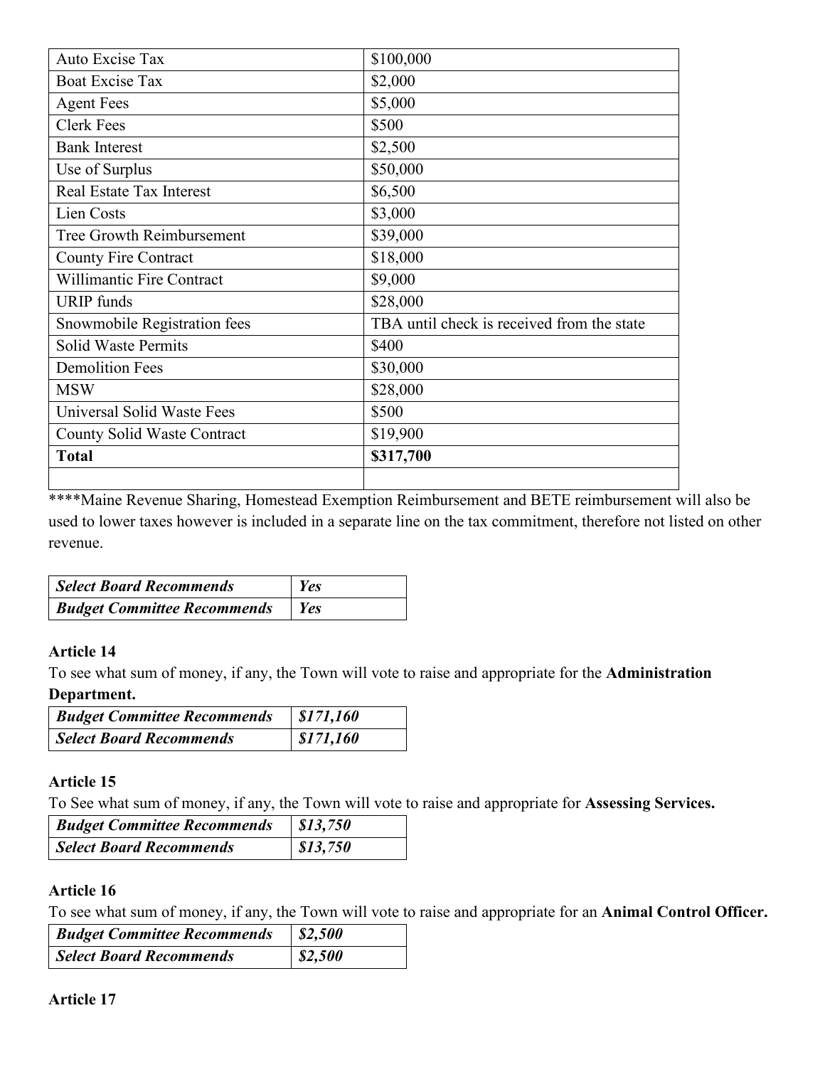| Auto Excise Tax | $100,000 |
| --- | --- |
| Boat Excise Tax | $2,000 |
| Agent Fees | $5,000 |
| Clerk Fees | $500 |
| Bank Interest | $2,500 |
| Use of Surplus | $50,000 |
| Real Estate Tax Interest | $6,500 |
| Lien Costs | $3,000 |
| Tree Growth Reimbursement | $39,000 |
| County Fire Contract | $18,000 |
| Willimantic Fire Contract | $9,000 |
| URIP funds | $28,000 |
| Snowmobile Registration fees | TBA until check is received from the state |
| Solid Waste Permits | $400 |
| Demolition Fees | $30,000 |
| MSW | $28,000 |
| Universal Solid Waste Fees | $500 |
| County Solid Waste Contract | $19,900 |
| **Total** | **$317,700** |
| | |

****Maine Revenue Sharing, Homestead Exemption Reimbursement and BETE reimbursement will also be used to lower taxes however is included in a separate line on the tax commitment, therefore not listed on other revenue.

| ***Select Board Recommends*** | ***Yes*** |
| --- | --- |
| ***Budget Committee Recommends*** | ***Yes*** |

### Article 14

To see what sum of money, if any, the Town will vote to raise and appropriate for the **Administration Department.**

| ***Budget Committee Recommends*** | ***$171,160*** |
| --- | --- |
| ***Select Board Recommends*** | ***$171,160*** |

### Article 15

To See what sum of money, if any, the Town will vote to raise and appropriate for **Assessing Services.**

| ***Budget Committee Recommends*** | ***$13,750*** |
| --- | --- |
| ***Select Board Recommends*** | ***$13,750*** |

### Article 16

To see what sum of money, if any, the Town will vote to raise and appropriate for an **Animal Control Officer.**

| ***Budget Committee Recommends*** | ***$2,500*** |
| --- | --- |
| ***Select Board Recommends*** | ***$2,500*** |

### Article 17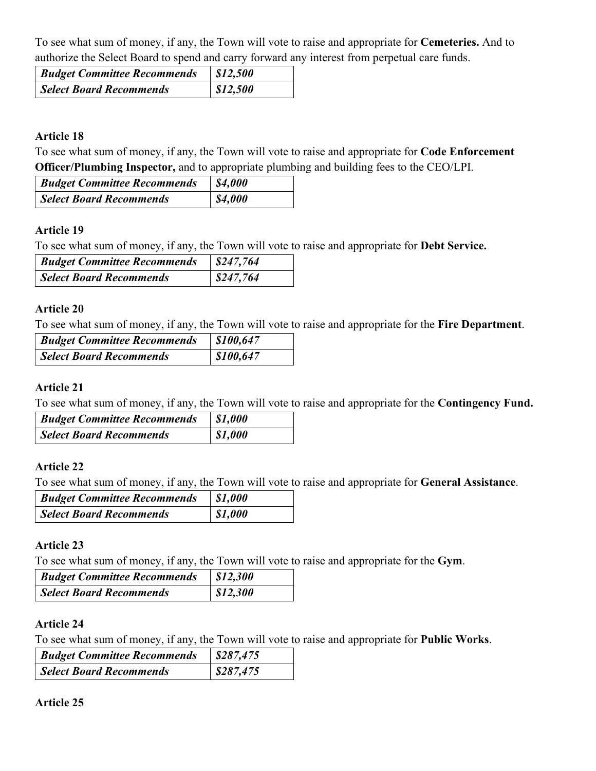To see what sum of money, if any, the Town will vote to raise and appropriate for **Cemeteries.** And to authorize the Select Board to spend and carry forward any interest from perpetual care funds.

| | |
|---|---|
| ***Budget Committee Recommends*** | ***$12,500*** |
| ***Select Board Recommends*** | ***$12,500*** |

**Article 18**

To see what sum of money, if any, the Town will vote to raise and appropriate for **Code Enforcement Officer/Plumbing Inspector,** and to appropriate plumbing and building fees to the CEO/LPI.

| | |
|---|---|
| ***Budget Committee Recommends*** | ***$4,000*** |
| ***Select Board Recommends*** | ***$4,000*** |

**Article 19**

To see what sum of money, if any, the Town will vote to raise and appropriate for **Debt Service.**

| | |
|---|---|
| ***Budget Committee Recommends*** | ***$247,764*** |
| ***Select Board Recommends*** | ***$247,764*** |

**Article 20**

To see what sum of money, if any, the Town will vote to raise and appropriate for the **Fire Department**.

| | |
|---|---|
| ***Budget Committee Recommends*** | ***$100,647*** |
| ***Select Board Recommends*** | ***$100,647*** |

**Article 21**

To see what sum of money, if any, the Town will vote to raise and appropriate for the **Contingency Fund.**

| | |
|---|---|
| ***Budget Committee Recommends*** | ***$1,000*** |
| ***Select Board Recommends*** | ***$1,000*** |

**Article 22**

To see what sum of money, if any, the Town will vote to raise and appropriate for **General Assistance**.

| | |
|---|---|
| ***Budget Committee Recommends*** | ***$1,000*** |
| ***Select Board Recommends*** | ***$1,000*** |

**Article 23**

To see what sum of money, if any, the Town will vote to raise and appropriate for the **Gym**.

| | |
|---|---|
| ***Budget Committee Recommends*** | ***$12,300*** |
| ***Select Board Recommends*** | ***$12,300*** |

**Article 24**

To see what sum of money, if any, the Town will vote to raise and appropriate for **Public Works**.

| | |
|---|---|
| ***Budget Committee Recommends*** | ***$287,475*** |
| ***Select Board Recommends*** | ***$287,475*** |

**Article 25**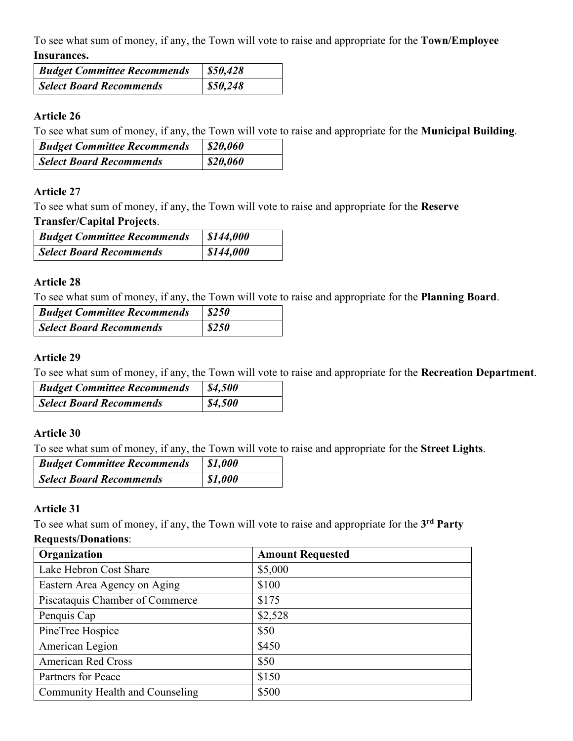To see what sum of money, if any, the Town will vote to raise and appropriate for the **Town/Employee Insurances.**

| ***Budget Committee Recommends*** | ***$50,428*** |
|---|---|
| ***Select Board Recommends*** | ***$50,248*** |

### Article 26

To see what sum of money, if any, the Town will vote to raise and appropriate for the **Municipal Building**.

| ***Budget Committee Recommends*** | ***$20,060*** |
|---|---|
| ***Select Board Recommends*** | ***$20,060*** |

### Article 27

To see what sum of money, if any, the Town will vote to raise and appropriate for the **Reserve Transfer/Capital Projects**.

| ***Budget Committee Recommends*** | ***$144,000*** |
|---|---|
| ***Select Board Recommends*** | ***$144,000*** |

### Article 28

To see what sum of money, if any, the Town will vote to raise and appropriate for the **Planning Board**.

| ***Budget Committee Recommends*** | ***$250*** |
|---|---|
| ***Select Board Recommends*** | ***$250*** |

### Article 29

To see what sum of money, if any, the Town will vote to raise and appropriate for the **Recreation Department**.

| ***Budget Committee Recommends*** | ***$4,500*** |
|---|---|
| ***Select Board Recommends*** | ***$4,500*** |

### Article 30

To see what sum of money, if any, the Town will vote to raise and appropriate for the **Street Lights**.

| ***Budget Committee Recommends*** | ***$1,000*** |
|---|---|
| ***Select Board Recommends*** | ***$1,000*** |

### Article 31

To see what sum of money, if any, the Town will vote to raise and appropriate for the **3rd Party Requests/Donations**:

| **Organization** | **Amount Requested** |
|---|---|
| Lake Hebron Cost Share | $5,000 |
| Eastern Area Agency on Aging | $100 |
| Piscataquis Chamber of Commerce | $175 |
| Penquis Cap | $2,528 |
| PineTree Hospice | $50 |
| American Legion | $450 |
| American Red Cross | $50 |
| Partners for Peace | $150 |
| Community Health and Counseling | $500 |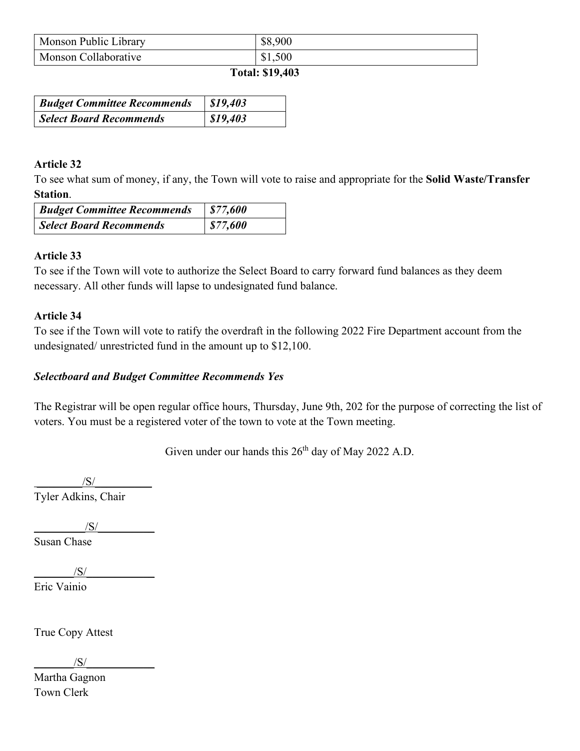| | |
|---|---|
| Monson Public Library | $8,900 |
| Monson Collaborative | $1,500 |

**Total: $19,403**

| | |
|---|---|
| ***Budget Committee Recommends*** | ***$19,403*** |
| ***Select Board Recommends*** | ***$19,403*** |

**Article 32**

To see what sum of money, if any, the Town will vote to raise and appropriate for the **Solid Waste/Transfer Station**.

| | |
|---|---|
| ***Budget Committee Recommends*** | ***$77,600*** |
| ***Select Board Recommends*** | ***$77,600*** |

**Article 33**

To see if the Town will vote to authorize the Select Board to carry forward fund balances as they deem necessary. All other funds will lapse to undesignated fund balance.

**Article 34**

To see if the Town will vote to ratify the overdraft in the following 2022 Fire Department account from the undesignated/ unrestricted fund in the amount up to $12,100.

***Selectboard and Budget Committee Recommends Yes***

The Registrar will be open regular office hours, Thursday, June 9th, 202 for the purpose of correcting the list of voters. You must be a registered voter of the town to vote at the Town meeting.

Given under our hands this 26th day of May 2022 A.D.

/S/
Tyler Adkins, Chair

/S/
Susan Chase

/S/
Eric Vainio

True Copy Attest

/S/
Martha Gagnon
Town Clerk